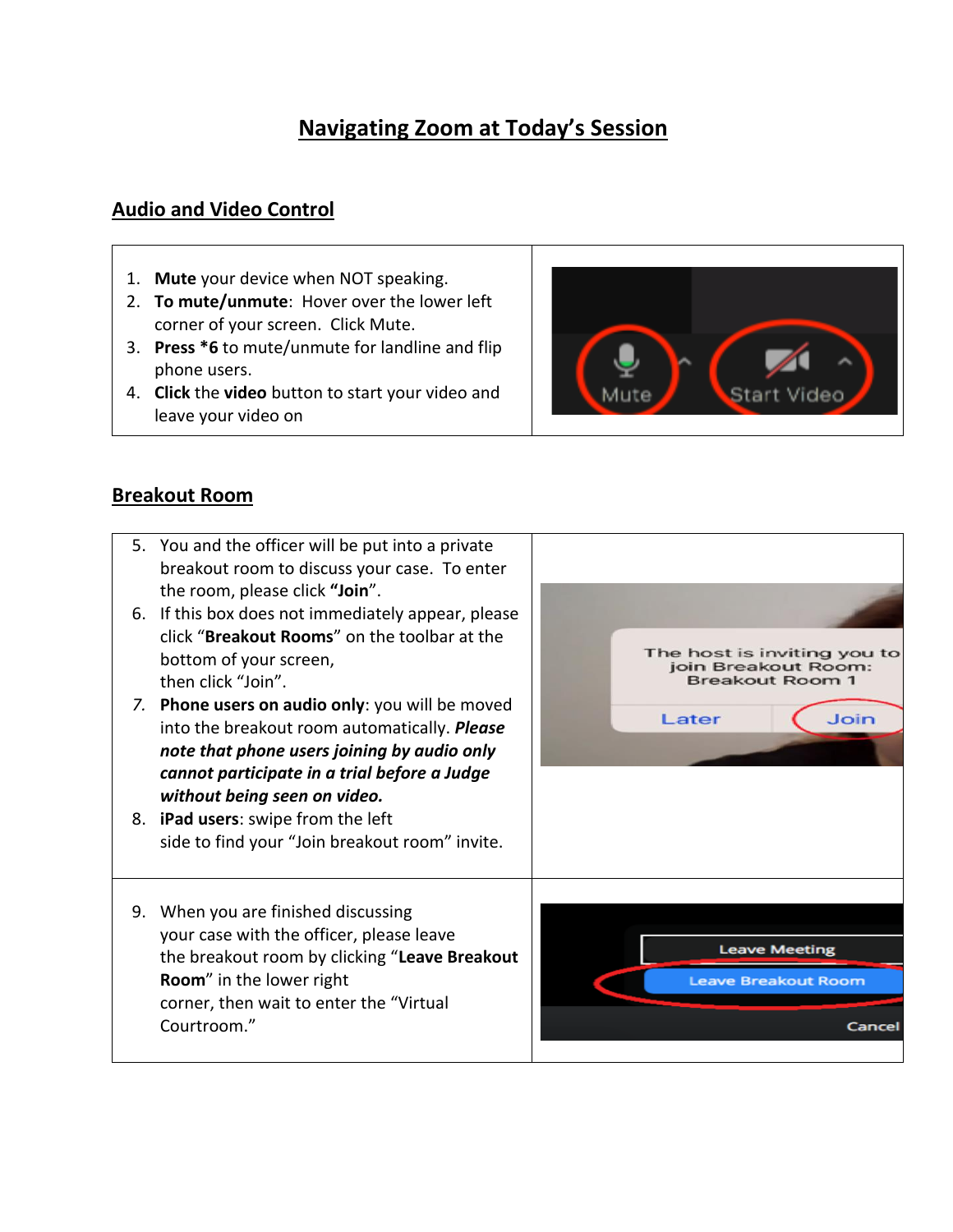# Navigating Zoom at Today's Session

## Audio and Video Control

1. **Mute** your device when NOT speaking.
2. **To mute/unmute**: Hover over the lower left corner of your screen. Click Mute.
3. **Press \*6** to mute/unmute for landline and flip phone users.
4. **Click** the **video** button to start your video and leave your video on

## Breakout Room

5. You and the officer will be put into a private breakout room to discuss your case. To enter the room, please click **"Join"**.
6. If this box does not immediately appear, please click "**Breakout Rooms**" on the toolbar at the bottom of your screen, then click "Join".
7. **Phone users on audio only**: you will be moved into the breakout room automatically. ***Please note that phone users joining by audio only cannot participate in a trial before a Judge without being seen on video.***
8. **iPad users**: swipe from the left side to find your "Join breakout room" invite.
9. When you are finished discussing your case with the officer, please leave the breakout room by clicking "**Leave Breakout Room**" in the lower right corner, then wait to enter the "Virtual Courtroom."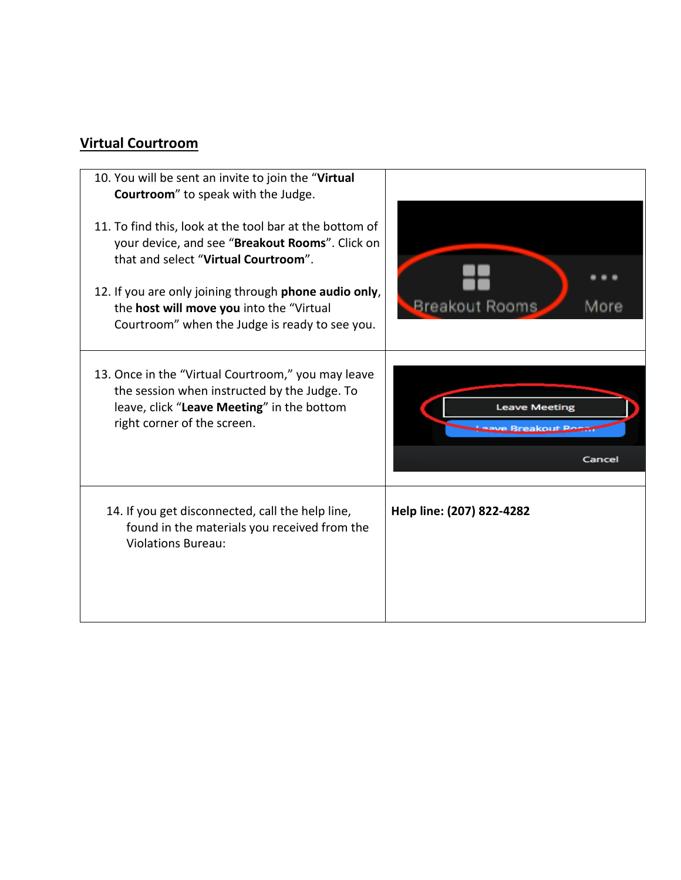## Virtual Courtroom

10. You will be sent an invite to join the "**Virtual Courtroom**" to speak with the Judge.

11. To find this, look at the tool bar at the bottom of your device, and see "**Breakout Rooms**". Click on that and select "**Virtual Courtroom**".

12. If you are only joining through **phone audio only**, the **host will move you** into the "Virtual Courtroom" when the Judge is ready to see you.

13. Once in the "Virtual Courtroom," you may leave the session when instructed by the Judge. To leave, click "**Leave Meeting**" in the bottom right corner of the screen.

14. If you get disconnected, call the help line, found in the materials you received from the Violations Bureau:

**Help line: (207) 822-4282**